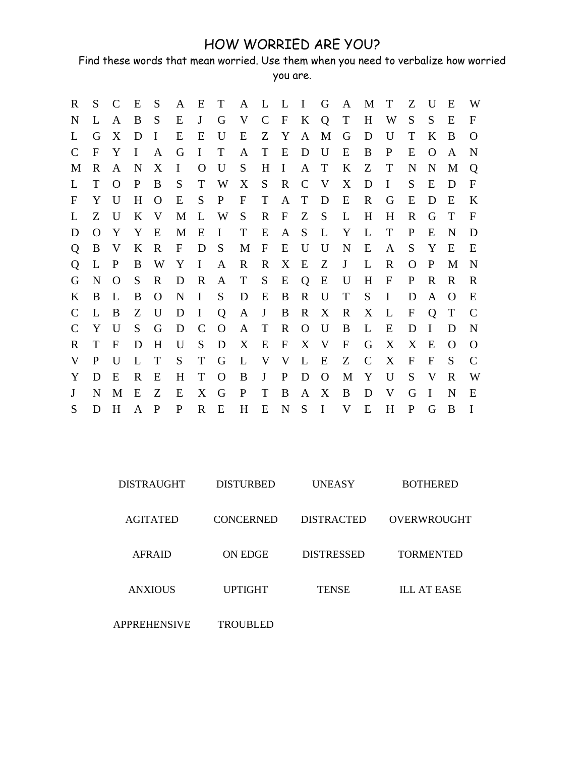# HOW WORRIED ARE YOU?

Find these words that mean worried. Use them when you need to verbalize how worried you are.

```
R S C E S A E T A L L I G A M T Z U E W
N L A B S E J G V C F K Q T H W S S E F
L G X D I E E U E Z Y A M G D U T K B O
C F Y I A G I T A T E D U E B P E O A N
M R A N X I O U S H I A T K Z T N N M Q
L T O P B S T W X S R C V X D I S E D F
F Y U H O E S P F T A T D E R G E D E K
L Z U K V M L W S R F Z S L H H R G T F
D O Y Y E M E I T E A S L Y L T P E N D
Q B V K R F D S M F E U U N E A S Y E E
Q L P B W Y I A R R X E Z J L R O P M N
G N O S R D R A T S E Q E U H F P R R R
K B L B O N I S D E B R U T S I D A O E
C L B Z U D I Q A J B R X R X L F Q T C
C Y U S G D C O A T R O U B L E D I D N
R T F D H U S D X E F X V F G X X E O O
V P U L T S T G L V V L E Z C X F F S C
Y D E R E H T O B J P D O M Y U S V R W
J N M E Z E X G P T B A X B D V G I N E
S D H A P P R E H E N S I V E H P G B I
```

| | | | |
|---|---|---|---|
| DISTRAUGHT | DISTURBED | UNEASY | BOTHERED |
| AGITATED | CONCERNED | DISTRACTED | OVERWROUGHT |
| AFRAID | ON EDGE | DISTRESSED | TORMENTED |
| ANXIOUS | UPTIGHT | TENSE | ILL AT EASE |
| APPREHENSIVE | TROUBLED | | |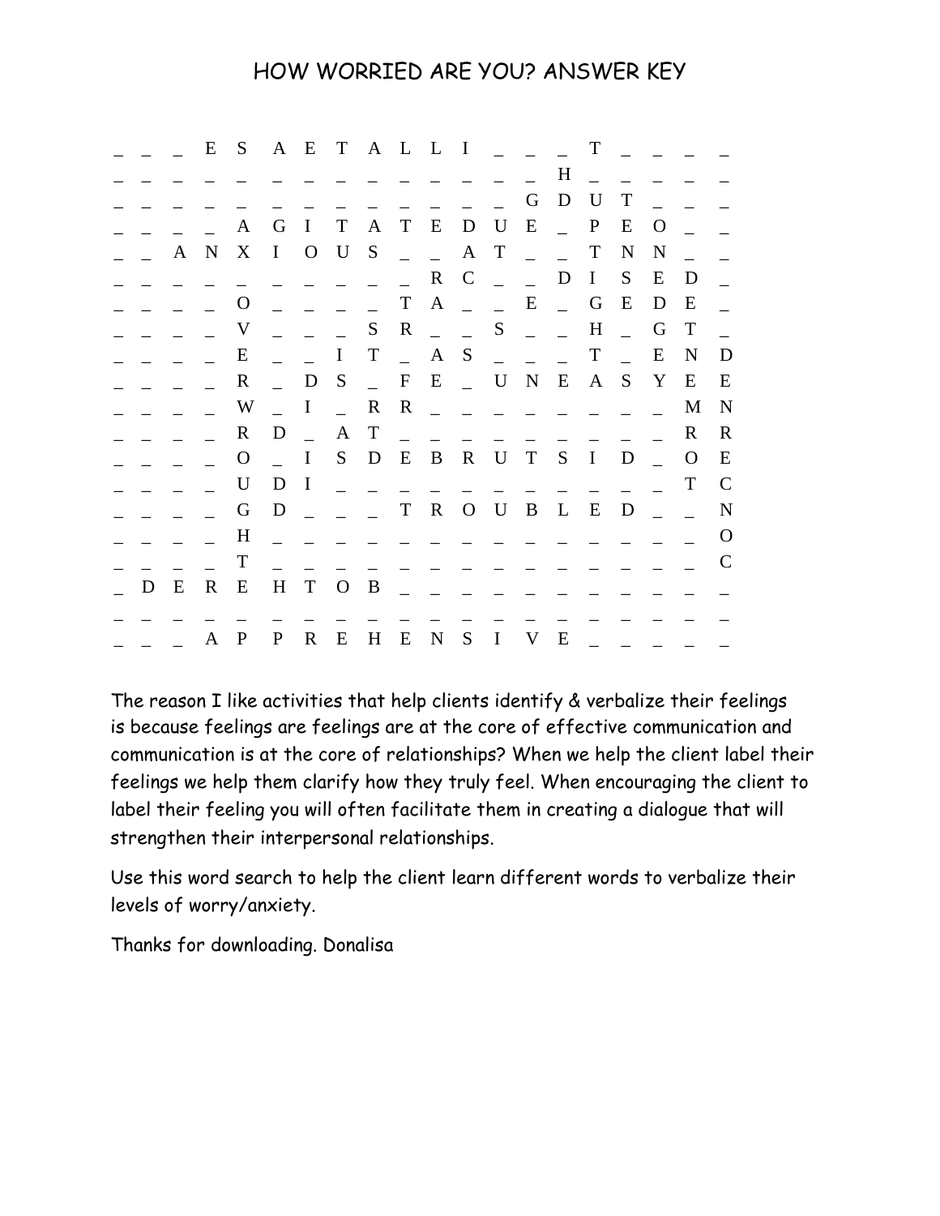# HOW WORRIED ARE YOU? ANSWER KEY

| | | | | | | | | | | | | | | | | | | | |
|---|---|---|---|---|---|---|---|---|---|---|---|---|---|---|---|---|---|---|---|
| _ | _ | _ | E | S | A | E | T | A | L | L | I | _ | _ | _ | T | _ | _ | _ | _ |
| _ | _ | _ | _ | _ | _ | _ | _ | _ | _ | _ | _ | _ | _ | H | _ | _ | _ | _ | _ |
| _ | _ | _ | _ | _ | _ | _ | _ | _ | _ | _ | _ | _ | G | D | U | T | _ | _ | _ |
| _ | _ | _ | _ | A | G | I | T | A | T | E | D | U | E | _ | P | E | O | _ | _ |
| _ | _ | A | N | X | I | O | U | S | _ | _ | A | T | _ | _ | T | N | N | _ | _ |
| _ | _ | _ | _ | _ | _ | _ | _ | _ | _ | R | C | _ | _ | D | I | S | E | D | _ |
| _ | _ | _ | _ | O | _ | _ | _ | _ | T | A | _ | _ | E | _ | G | E | D | E | _ |
| _ | _ | _ | _ | V | _ | _ | _ | S | R | _ | _ | S | _ | _ | H | _ | G | T | _ |
| _ | _ | _ | _ | E | _ | _ | I | T | _ | A | S | _ | _ | _ | T | _ | E | N | D |
| _ | _ | _ | _ | R | _ | D | S | _ | F | E | _ | U | N | E | A | S | Y | E | E |
| _ | _ | _ | _ | W | _ | I | _ | R | R | _ | _ | _ | _ | _ | _ | _ | _ | M | N |
| _ | _ | _ | _ | R | D | _ | A | T | _ | _ | _ | _ | _ | _ | _ | _ | _ | R | R |
| _ | _ | _ | _ | O | _ | I | S | D | E | B | R | U | T | S | I | D | _ | O | E |
| _ | _ | _ | _ | U | D | I | _ | _ | _ | _ | _ | _ | _ | _ | _ | _ | _ | T | C |
| _ | _ | _ | _ | G | D | _ | _ | _ | T | R | O | U | B | L | E | D | _ | _ | N |
| _ | _ | _ | _ | H | _ | _ | _ | _ | _ | _ | _ | _ | _ | _ | _ | _ | _ | _ | O |
| _ | _ | _ | _ | T | _ | _ | _ | _ | _ | _ | _ | _ | _ | _ | _ | _ | _ | _ | C |
| _ | D | E | R | E | H | T | O | B | _ | _ | _ | _ | _ | _ | _ | _ | _ | _ | _ |
| _ | _ | _ | _ | _ | _ | _ | _ | _ | _ | _ | _ | _ | _ | _ | _ | _ | _ | _ | _ |
| _ | _ | _ | A | P | P | R | E | H | E | N | S | I | V | E | _ | _ | _ | _ | _ |

The reason I like activities that help clients identify & verbalize their feelings is because feelings are feelings are at the core of effective communication and communication is at the core of relationships? When we help the client label their feelings we help them clarify how they truly feel. When encouraging the client to label their feeling you will often facilitate them in creating a dialogue that will strengthen their interpersonal relationships.

Use this word search to help the client learn different words to verbalize their levels of worry/anxiety.

Thanks for downloading. Donalisa